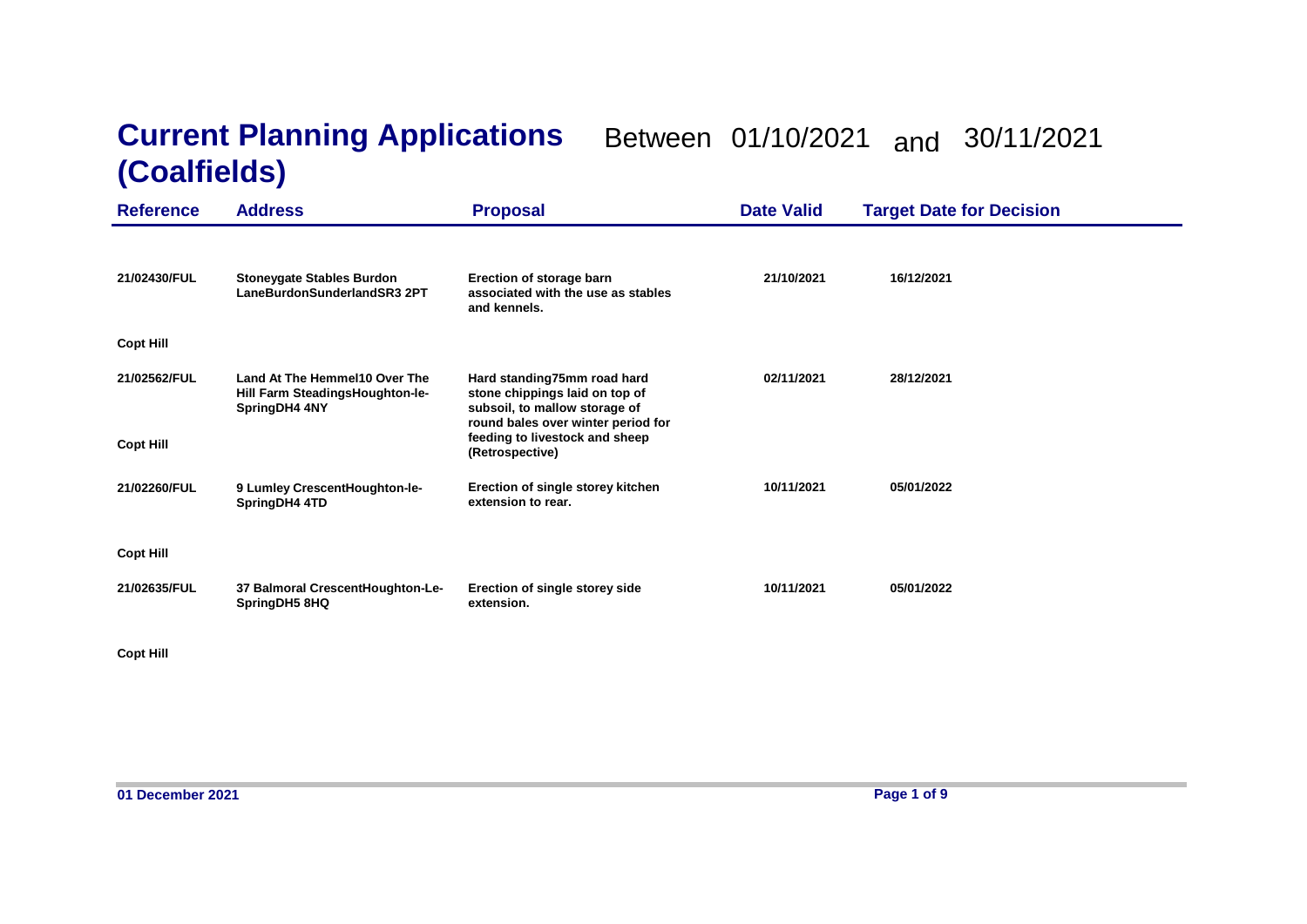# Current Planning Applications (Coalfields)

Between 01/10/2021 and 30/11/2021

| Reference | Address | Proposal | Date Valid | Target Date for Decision |
|---|---|---|---|---|
| 21/02430/FUL | Stoneygate Stables Burdon LaneBurdonSunderlandSR3 2PT | Erection of storage barn associated with the use as stables and kennels. | 21/10/2021 | 16/12/2021 |
| Copt Hill | | | | |
| 21/02562/FUL | Land At The Hemmel10 Over The Hill Farm SteadingsHoughton-le-SpringDH4 4NY | Hard standing75mm road hard stone chippings laid on top of subsoil, to mallow storage of round bales over winter period for feeding to livestock and sheep (Retrospective) | 02/11/2021 | 28/12/2021 |
| Copt Hill | | | | |
| 21/02260/FUL | 9 Lumley CrescentHoughton-le-SpringDH4 4TD | Erection of single storey kitchen extension to rear. | 10/11/2021 | 05/01/2022 |
| Copt Hill | | | | |
| 21/02635/FUL | 37 Balmoral CrescentHoughton-Le-SpringDH5 8HQ | Erection of single storey side extension. | 10/11/2021 | 05/01/2022 |
| Copt Hill | | | | |

01 December 2021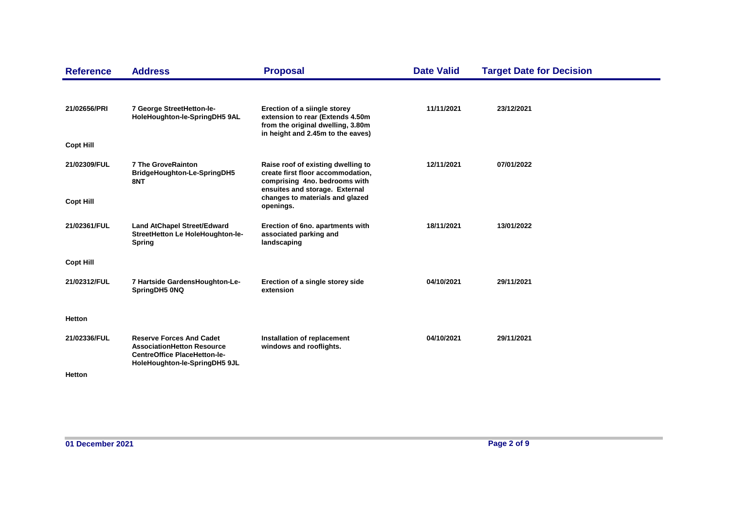| Reference | Address | Proposal | Date Valid | Target Date for Decision |
|---|---|---|---|---|
| 21/02656/PRI | 7 George StreetHetton-le-HoleHoughton-le-SpringDH5 9AL | Erection of a siingle storey extension to rear (Extends 4.50m from the original dwelling, 3.80m in height and 2.45m to the eaves) | 11/11/2021 | 23/12/2021 |
| Copt Hill | | | | |
| 21/02309/FUL | 7 The GroveRainton BridgeHoughton-Le-SpringDH5 8NT | Raise roof of existing dwelling to create first floor accommodation, comprising 4no. bedrooms with ensuites and storage. External changes to materials and glazed openings. | 12/11/2021 | 07/01/2022 |
| Copt Hill | | | | |
| 21/02361/FUL | Land AtChapel Street/Edward StreetHetton Le HoleHoughton-le-Spring | Erection of 6no. apartments with associated parking and landscaping | 18/11/2021 | 13/01/2022 |
| Copt Hill | | | | |
| 21/02312/FUL | 7 Hartside GardensHoughton-Le-SpringDH5 0NQ | Erection of a single storey side extension | 04/10/2021 | 29/11/2021 |
| Hetton | | | | |
| 21/02336/FUL | Reserve Forces And Cadet AssociationHetton Resource CentreOffice PlaceHetton-le-HoleHoughton-le-SpringDH5 9JL | Installation of replacement windows and rooflights. | 04/10/2021 | 29/11/2021 |
| Hetton | | | | |

01 December 2021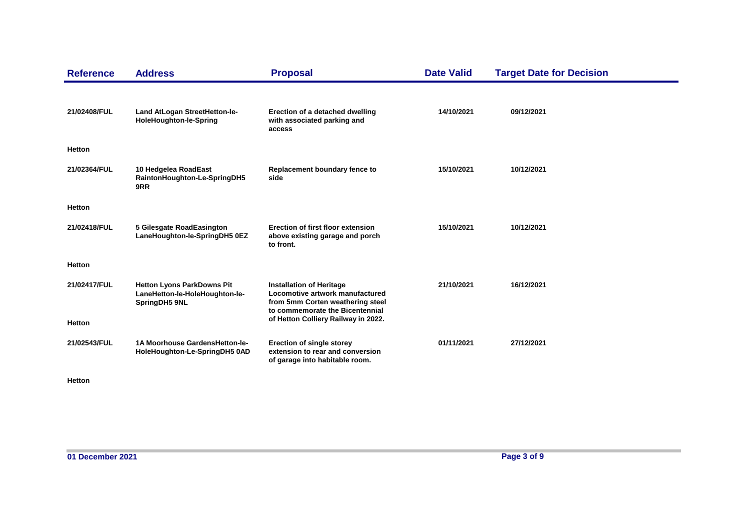| Reference | Address | Proposal | Date Valid | Target Date for Decision |
|---|---|---|---|---|
| 21/02408/FUL | Land AtLogan StreetHetton-le-HoleHoughton-le-Spring | Erection of a detached dwelling with associated parking and access | 14/10/2021 | 09/12/2021 |
| Hetton | | | | |
| 21/02364/FUL | 10 Hedgelea RoadEast RaintonHoughton-Le-SpringDH5 9RR | Replacement boundary fence to side | 15/10/2021 | 10/12/2021 |
| Hetton | | | | |
| 21/02418/FUL | 5 Gilesgate RoadEasington LaneHoughton-le-SpringDH5 0EZ | Erection of first floor extension above existing garage and porch to front. | 15/10/2021 | 10/12/2021 |
| Hetton | | | | |
| 21/02417/FUL | Hetton Lyons ParkDowns Pit LaneHetton-le-HoleHoughton-le-SpringDH5 9NL | Installation of Heritage Locomotive artwork manufactured from 5mm Corten weathering steel to commemorate the Bicentennial of Hetton Colliery Railway in 2022. | 21/10/2021 | 16/12/2021 |
| Hetton | | | | |
| 21/02543/FUL | 1A Moorhouse GardensHetton-le-HoleHoughton-Le-SpringDH5 0AD | Erection of single storey extension to rear and conversion of garage into habitable room. | 01/11/2021 | 27/12/2021 |
| Hetton | | | | |

01 December 2021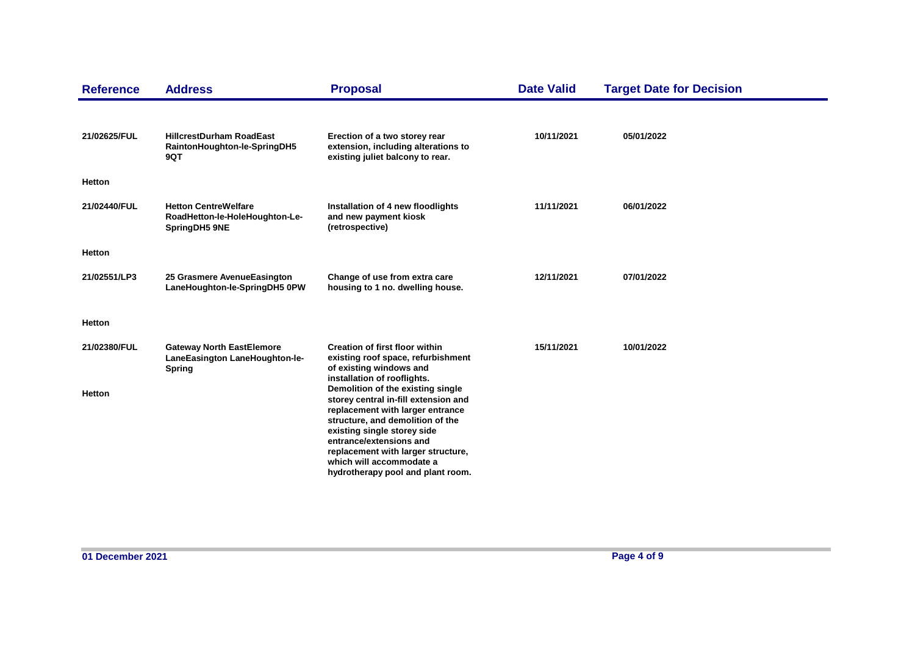| Reference | Address | Proposal | Date Valid | Target Date for Decision |
|---|---|---|---|---|
| 21/02625/FUL | HillcrestDurham RoadEast RaintonHoughton-le-SpringDH5 9QT | Erection of a two storey rear extension, including alterations to existing juliet balcony to rear. | 10/11/2021 | 05/01/2022 |
| Hetton | | | | |
| 21/02440/FUL | Hetton CentreWelfare RoadHetton-le-HoleHoughton-Le-SpringDH5 9NE | Installation of 4 new floodlights and new payment kiosk (retrospective) | 11/11/2021 | 06/01/2022 |
| Hetton | | | | |
| 21/02551/LP3 | 25 Grasmere AvenueEasington LaneHoughton-le-SpringDH5 0PW | Change of use from extra care housing to 1 no. dwelling house. | 12/11/2021 | 07/01/2022 |
| Hetton | | | | |
| 21/02380/FUL | Gateway North EastElemore LaneEasington LaneHoughton-le-Spring | Creation of first floor within existing roof space, refurbishment of existing windows and installation of rooflights. Demolition of the existing single storey central in-fill extension and replacement with larger entrance structure, and demolition of the existing single storey side entrance/extensions and replacement with larger structure, which will accommodate a hydrotherapy pool and plant room. | 15/11/2021 | 10/01/2022 |
| Hetton | | | | |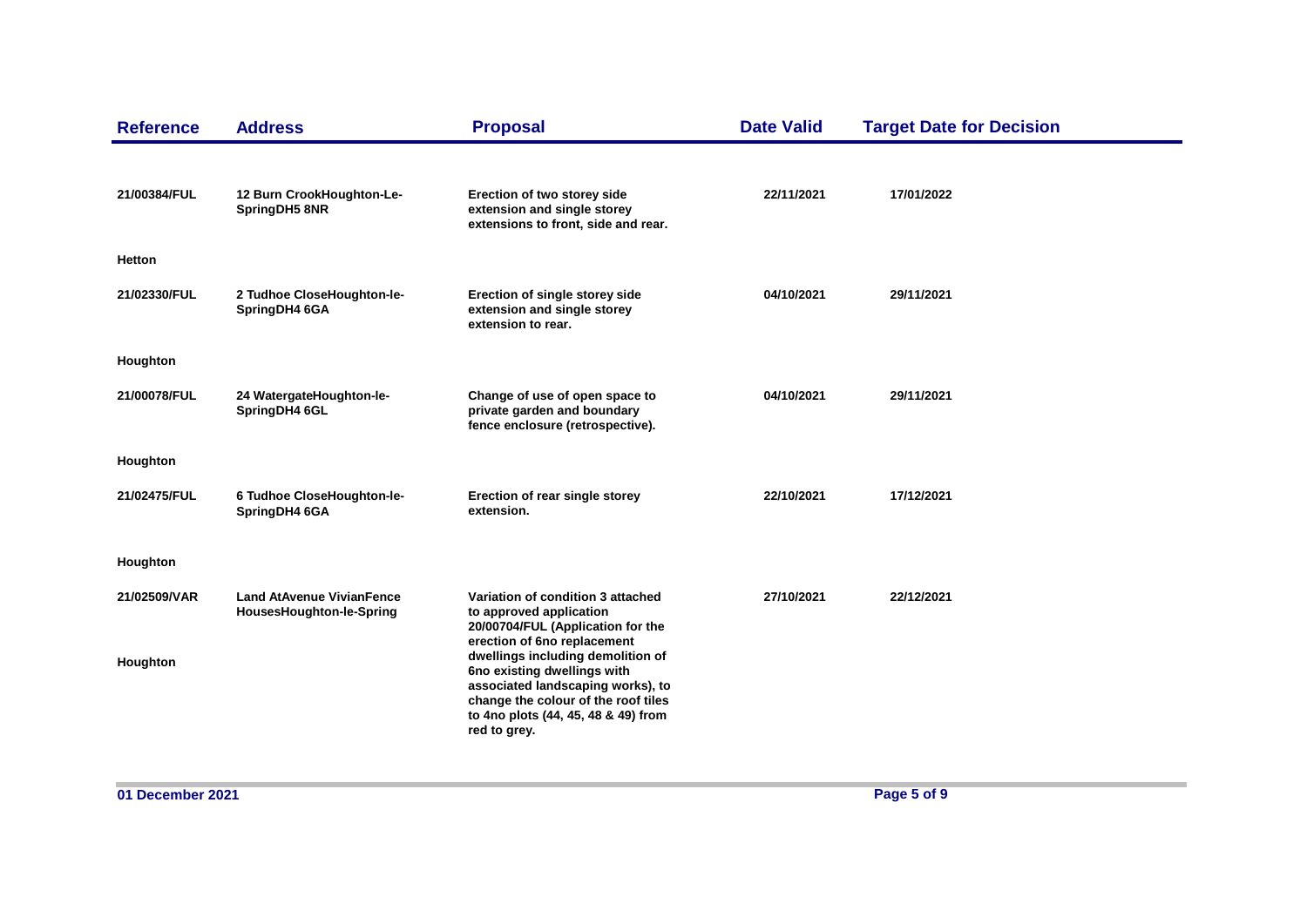| Reference | Address | Proposal | Date Valid | Target Date for Decision |
|---|---|---|---|---|
| 21/00384/FUL | 12 Burn CrookHoughton-Le-SpringDH5 8NR | Erection of two storey side extension and single storey extensions to front, side and rear. | 22/11/2021 | 17/01/2022 |
| Hetton | | | | |
| 21/02330/FUL | 2 Tudhoe CloseHoughton-le-SpringDH4 6GA | Erection of single storey side extension and single storey extension to rear. | 04/10/2021 | 29/11/2021 |
| Houghton | | | | |
| 21/00078/FUL | 24 WatergateHoughton-le-SpringDH4 6GL | Change of use of open space to private garden and boundary fence enclosure (retrospective). | 04/10/2021 | 29/11/2021 |
| Houghton | | | | |
| 21/02475/FUL | 6 Tudhoe CloseHoughton-le-SpringDH4 6GA | Erection of rear single storey extension. | 22/10/2021 | 17/12/2021 |
| Houghton | | | | |
| 21/02509/VAR | Land AtAvenue VivianFence HousesHoughton-le-Spring | Variation of condition 3 attached to approved application 20/00704/FUL (Application for the erection of 6no replacement dwellings including demolition of 6no existing dwellings with associated landscaping works), to change the colour of the roof tiles to 4no plots (44, 45, 48 & 49) from red to grey. | 27/10/2021 | 22/12/2021 |
| Houghton | | | | |

01 December 2021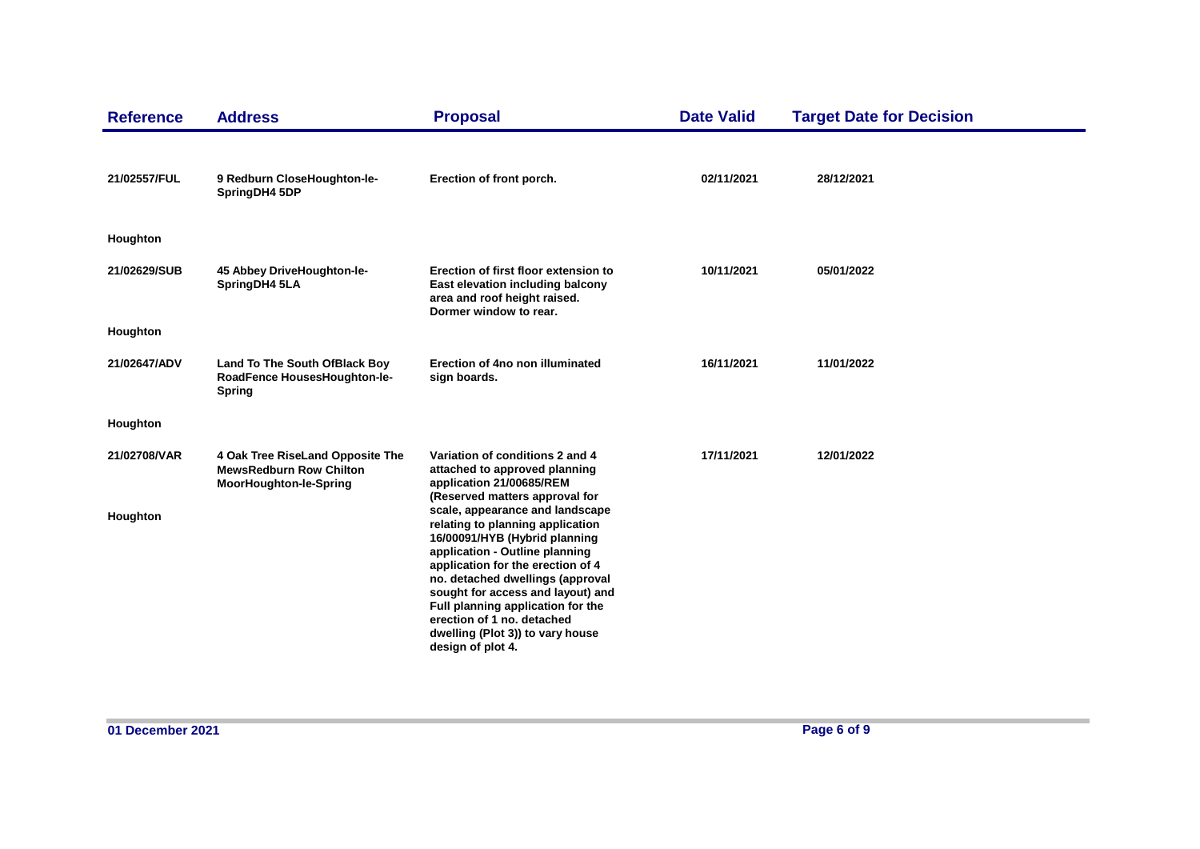| Reference | Address | Proposal | Date Valid | Target Date for Decision |
|---|---|---|---|---|
| 21/02557/FUL | 9 Redburn CloseHoughton-le-SpringDH4 5DP | Erection of front porch. | 02/11/2021 | 28/12/2021 |
| Houghton | | | | |
| 21/02629/SUB | 45 Abbey DriveHoughton-le-SpringDH4 5LA | Erection of first floor extension to East elevation including balcony area and roof height raised. Dormer window to rear. | 10/11/2021 | 05/01/2022 |
| Houghton | | | | |
| 21/02647/ADV | Land To The South OfBlack Boy RoadFence HousesHoughton-le-Spring | Erection of 4no non illuminated sign boards. | 16/11/2021 | 11/01/2022 |
| Houghton | | | | |
| 21/02708/VAR | 4 Oak Tree RiseLand Opposite The MewsRedburn Row Chilton MoorHoughton-le-Spring | Variation of conditions 2 and 4 attached to approved planning application 21/00685/REM (Reserved matters approval for scale, appearance and landscape relating to planning application 16/00091/HYB (Hybrid planning application - Outline planning application for the erection of 4 no. detached dwellings (approval sought for access and layout) and Full planning application for the erection of 1 no. detached dwelling (Plot 3)) to vary house design of plot 4. | 17/11/2021 | 12/01/2022 |
| Houghton | | | | |

01 December 2021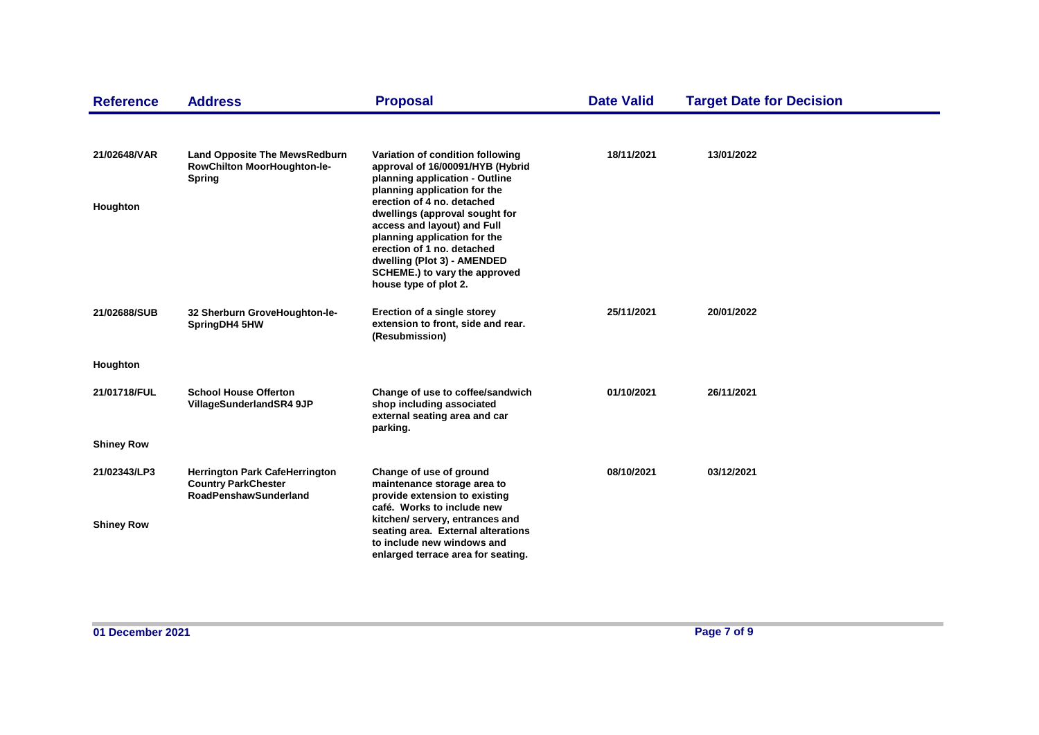| Reference | Address | Proposal | Date Valid | Target Date for Decision |
| --- | --- | --- | --- | --- |
| 21/02648/VAR<br><br>Houghton | Land Opposite The MewsRedburn RowChilton MoorHoughton-le-Spring | Variation of condition following approval of 16/00091/HYB (Hybrid planning application - Outline planning application for the erection of 4 no. detached dwellings (approval sought for access and layout) and Full planning application for the erection of 1 no. detached dwelling (Plot 3) - AMENDED SCHEME.) to vary the approved house type of plot 2. | 18/11/2021 | 13/01/2022 |
| 21/02688/SUB<br><br>Houghton | 32 Sherburn GroveHoughton-le-SpringDH4 5HW | Erection of a single storey extension to front, side and rear. (Resubmission) | 25/11/2021 | 20/01/2022 |
| 21/01718/FUL<br><br>Shiney Row | School House Offerton VillageSunderlandSR4 9JP | Change of use to coffee/sandwich shop including associated external seating area and car parking. | 01/10/2021 | 26/11/2021 |
| 21/02343/LP3<br><br>Shiney Row | Herrington Park CafeHerrington Country ParkChester RoadPenshawSunderland | Change of use of ground maintenance storage area to provide extension to existing café. Works to include new kitchen/ servery, entrances and seating area. External alterations to include new windows and enlarged terrace area for seating. | 08/10/2021 | 03/12/2021 |

01 December 2021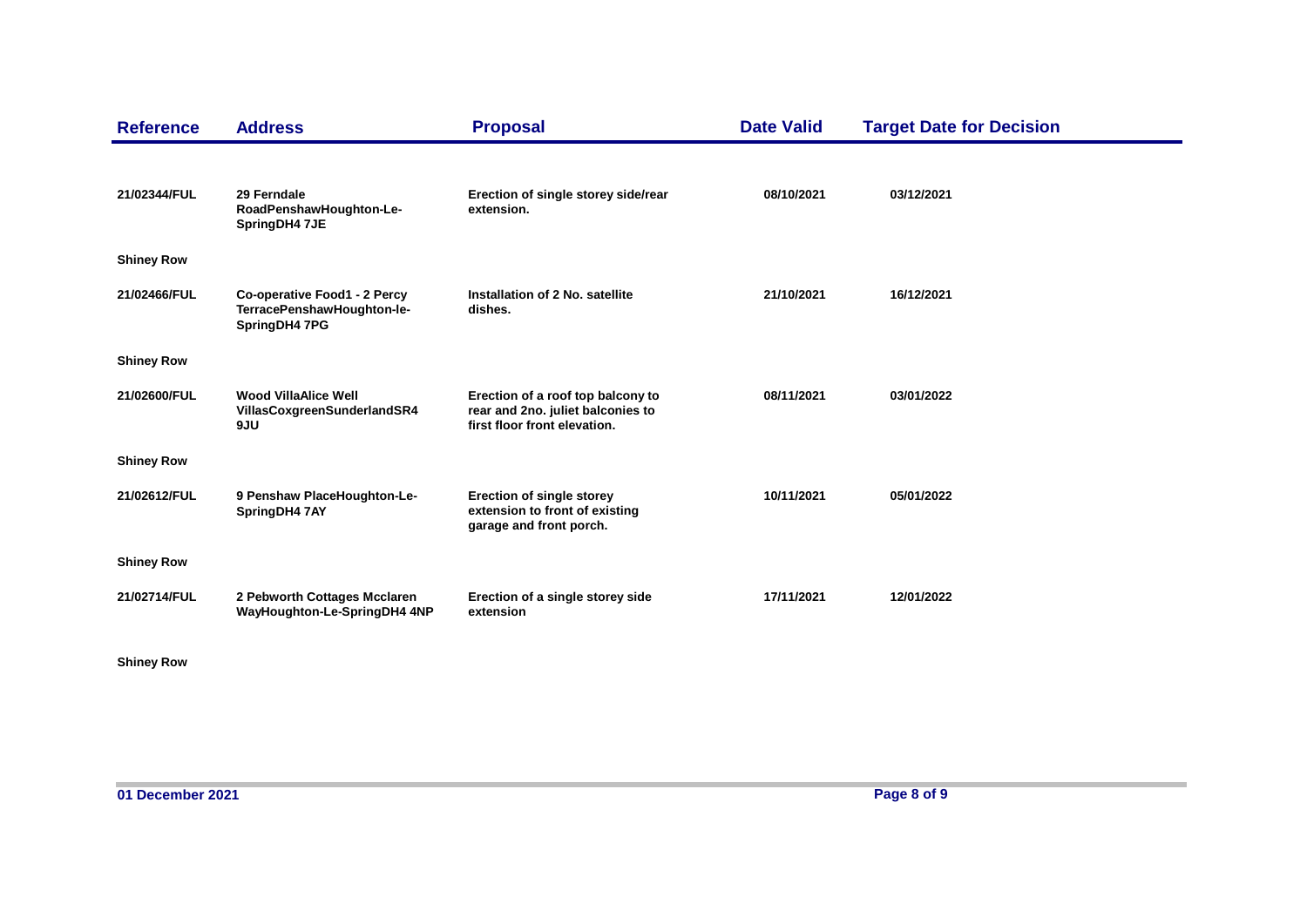| Reference | Address | Proposal | Date Valid | Target Date for Decision |
|---|---|---|---|---|
| 21/02344/FUL | 29 Ferndale RoadPenshawHoughton-Le-SpringDH4 7JE | Erection of single storey side/rear extension. | 08/10/2021 | 03/12/2021 |
| Shiney Row | | | | |
| 21/02466/FUL | Co-operative Food1 - 2 Percy TerracePenshawHoughton-le-SpringDH4 7PG | Installation of 2 No. satellite dishes. | 21/10/2021 | 16/12/2021 |
| Shiney Row | | | | |
| 21/02600/FUL | Wood VillaAlice Well VillasCoxgreenSunderlandSR4 9JU | Erection of a roof top balcony to rear and 2no. juliet balconies to first floor front elevation. | 08/11/2021 | 03/01/2022 |
| Shiney Row | | | | |
| 21/02612/FUL | 9 Penshaw PlaceHoughton-Le-SpringDH4 7AY | Erection of single storey extension to front of existing garage and front porch. | 10/11/2021 | 05/01/2022 |
| Shiney Row | | | | |
| 21/02714/FUL | 2 Pebworth Cottages Mcclaren WayHoughton-Le-SpringDH4 4NP | Erection of a single storey side extension | 17/11/2021 | 12/01/2022 |
| Shiney Row | | | | |

01 December 2021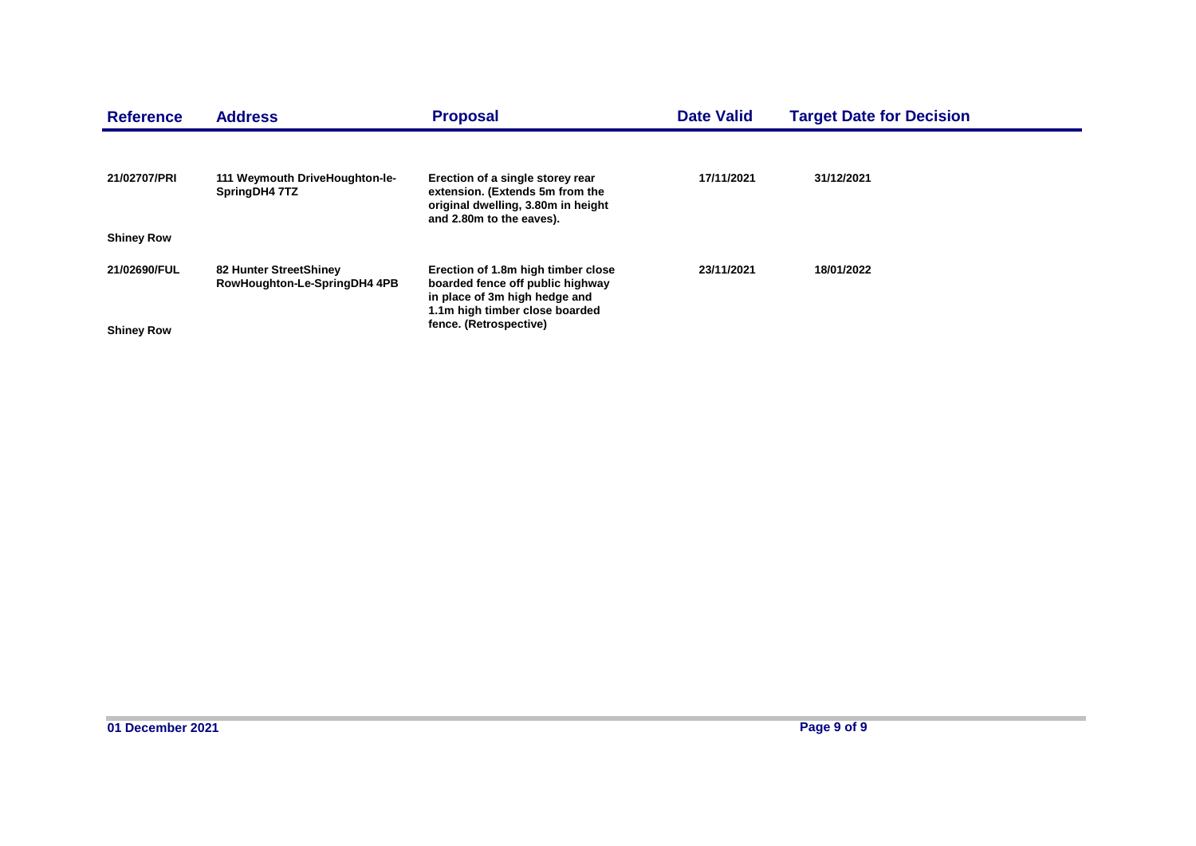| Reference | Address | Proposal | Date Valid | Target Date for Decision |
|---|---|---|---|---|
| 21/02707/PRI | 111 Weymouth DriveHoughton-le-SpringDH4 7TZ | Erection of a single storey rear extension. (Extends 5m from the original dwelling, 3.80m in height and 2.80m to the eaves). | 17/11/2021 | 31/12/2021 |
| Shiney Row | | | | |
| 21/02690/FUL | 82 Hunter StreetShiney RowHoughton-Le-SpringDH4 4PB | Erection of 1.8m high timber close boarded fence off public highway in place of 3m high hedge and 1.1m high timber close boarded fence. (Retrospective) | 23/11/2021 | 18/01/2022 |
| Shiney Row | | | | |

**01 December 2021**